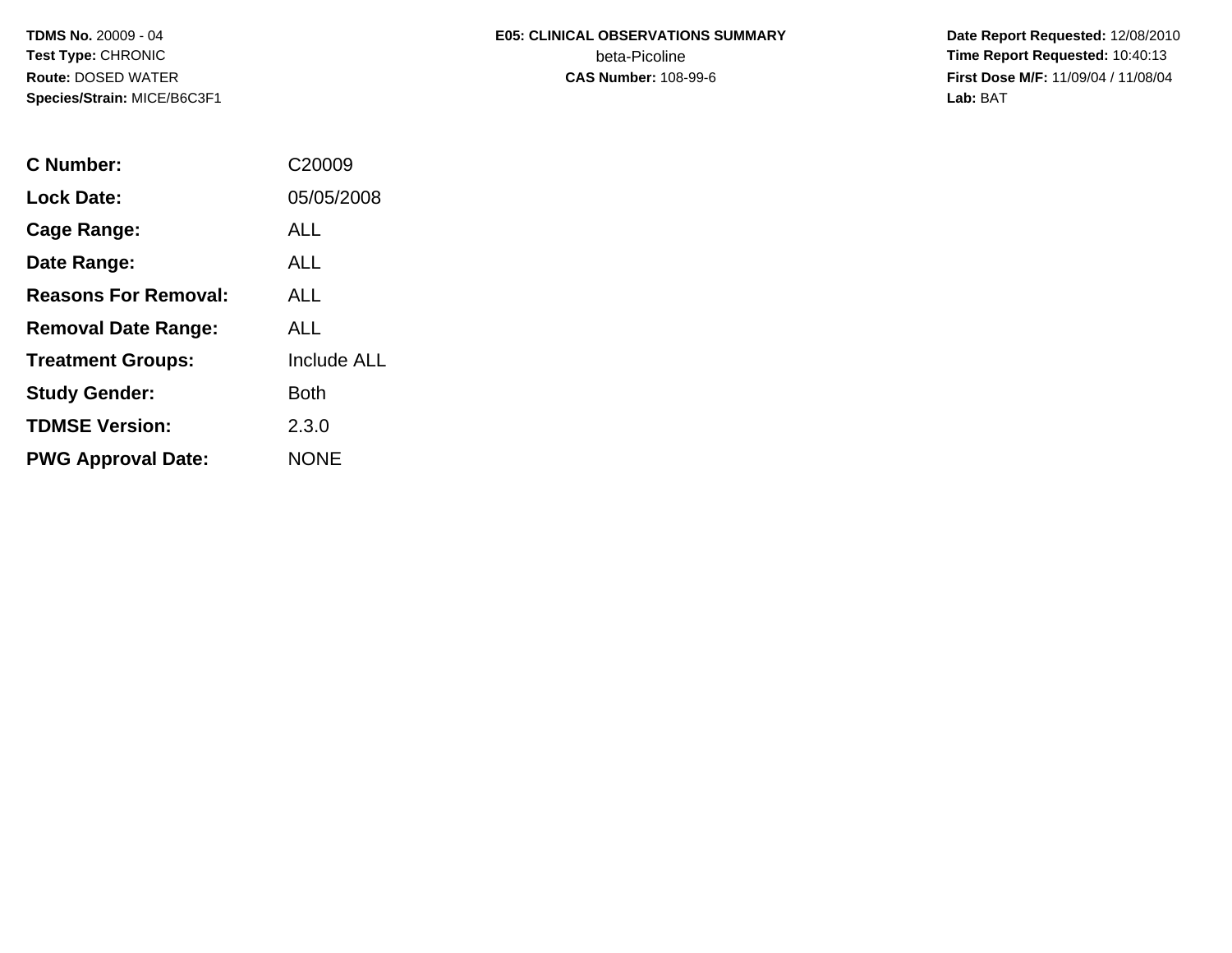**TDMS No.** 20009 - 04
**Test Type:** CHRONIC
**Route:** DOSED WATER
**Species/Strain:** MICE/B6C3F1

**E05: CLINICAL OBSERVATIONS SUMMARY**
beta-Picoline
**CAS Number:** 108-99-6

**Date Report Requested:** 12/08/2010
**Time Report Requested:** 10:40:13
**First Dose M/F:** 11/09/04 / 11/08/04
**Lab:** BAT

| | |
|---|---|
| **C Number:** | C20009 |
| **Lock Date:** | 05/05/2008 |
| **Cage Range:** | ALL |
| **Date Range:** | ALL |
| **Reasons For Removal:** | ALL |
| **Removal Date Range:** | ALL |
| **Treatment Groups:** | Include ALL |
| **Study Gender:** | Both |
| **TDMSE Version:** | 2.3.0 |
| **PWG Approval Date:** | NONE |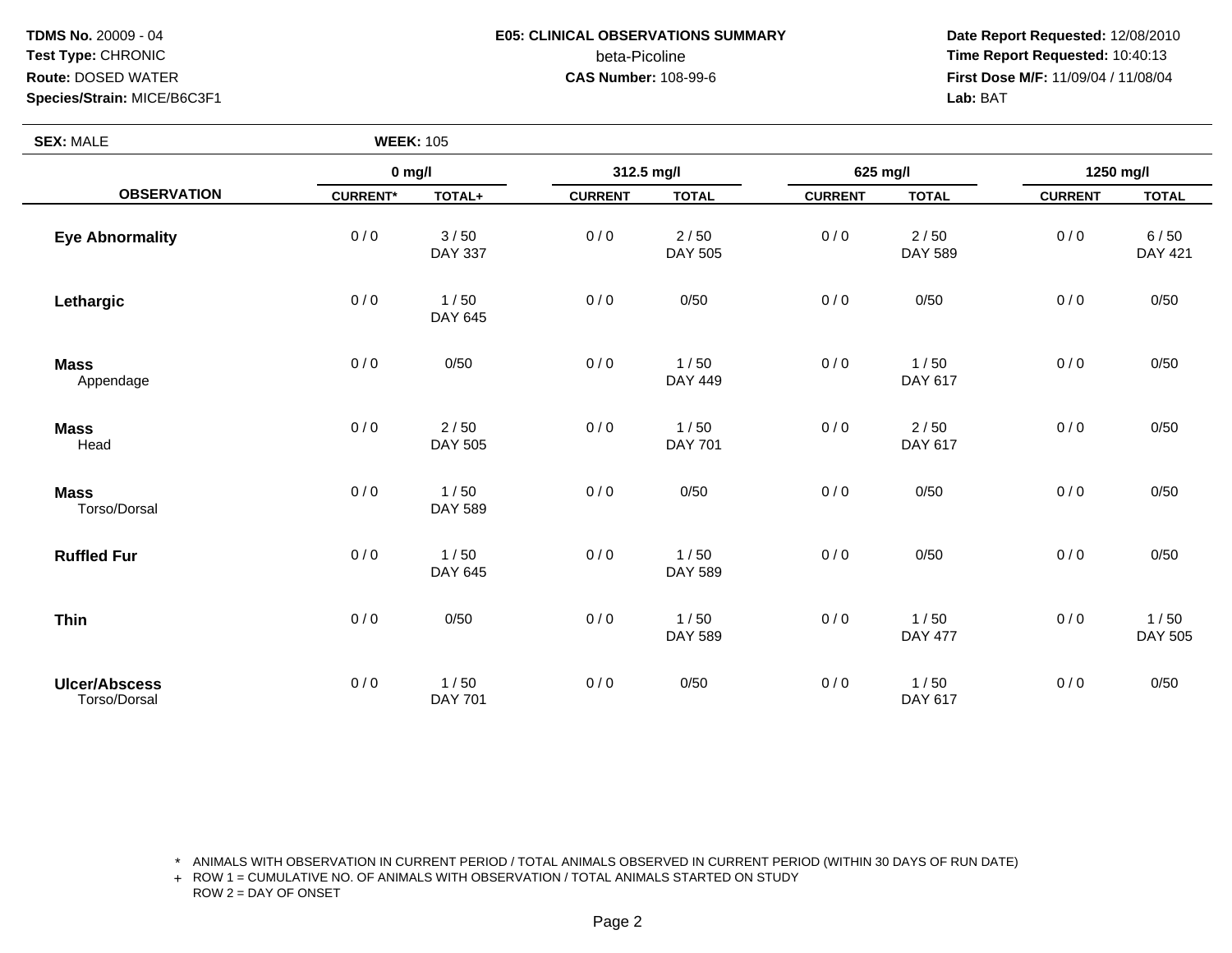**TDMS No.** 20009 - 04
**Test Type:** CHRONIC
**Route:** DOSED WATER
**Species/Strain:** MICE/B6C3F1

**E05: CLINICAL OBSERVATIONS SUMMARY**
beta-Picoline
**CAS Number:** 108-99-6

**Date Report Requested:** 12/08/2010
**Time Report Requested:** 10:40:13
**First Dose M/F:** 11/09/04 / 11/08/04
**Lab:** BAT

**SEX:** MALE **WEEK:** 105

| OBSERVATION | 0 mg/l | | 312.5 mg/l | | 625 mg/l | | 1250 mg/l | |
|---|---|---|---|---|---|---|---|---|
| | CURRENT* | TOTAL+ | CURRENT | TOTAL | CURRENT | TOTAL | CURRENT | TOTAL |
| **Eye Abnormality** | 0 / 0 | 3 / 50<br>DAY 337 | 0 / 0 | 2 / 50<br>DAY 505 | 0 / 0 | 2 / 50<br>DAY 589 | 0 / 0 | 6 / 50<br>DAY 421 |
| **Lethargic** | 0 / 0 | 1 / 50<br>DAY 645 | 0 / 0 | 0/50 | 0 / 0 | 0/50 | 0 / 0 | 0/50 |
| **Mass**<br>Appendage | 0 / 0 | 0/50 | 0 / 0 | 1 / 50<br>DAY 449 | 0 / 0 | 1 / 50<br>DAY 617 | 0 / 0 | 0/50 |
| **Mass**<br>Head | 0 / 0 | 2 / 50<br>DAY 505 | 0 / 0 | 1 / 50<br>DAY 701 | 0 / 0 | 2 / 50<br>DAY 617 | 0 / 0 | 0/50 |
| **Mass**<br>Torso/Dorsal | 0 / 0 | 1 / 50<br>DAY 589 | 0 / 0 | 0/50 | 0 / 0 | 0/50 | 0 / 0 | 0/50 |
| **Ruffled Fur** | 0 / 0 | 1 / 50<br>DAY 645 | 0 / 0 | 1 / 50<br>DAY 589 | 0 / 0 | 0/50 | 0 / 0 | 0/50 |
| **Thin** | 0 / 0 | 0/50 | 0 / 0 | 1 / 50<br>DAY 589 | 0 / 0 | 1 / 50<br>DAY 477 | 0 / 0 | 1 / 50<br>DAY 505 |
| **Ulcer/Abscess**<br>Torso/Dorsal | 0 / 0 | 1 / 50<br>DAY 701 | 0 / 0 | 0/50 | 0 / 0 | 1 / 50<br>DAY 617 | 0 / 0 | 0/50 |

\* ANIMALS WITH OBSERVATION IN CURRENT PERIOD / TOTAL ANIMALS OBSERVED IN CURRENT PERIOD (WITHIN 30 DAYS OF RUN DATE)
+ ROW 1 = CUMULATIVE NO. OF ANIMALS WITH OBSERVATION / TOTAL ANIMALS STARTED ON STUDY
ROW 2 = DAY OF ONSET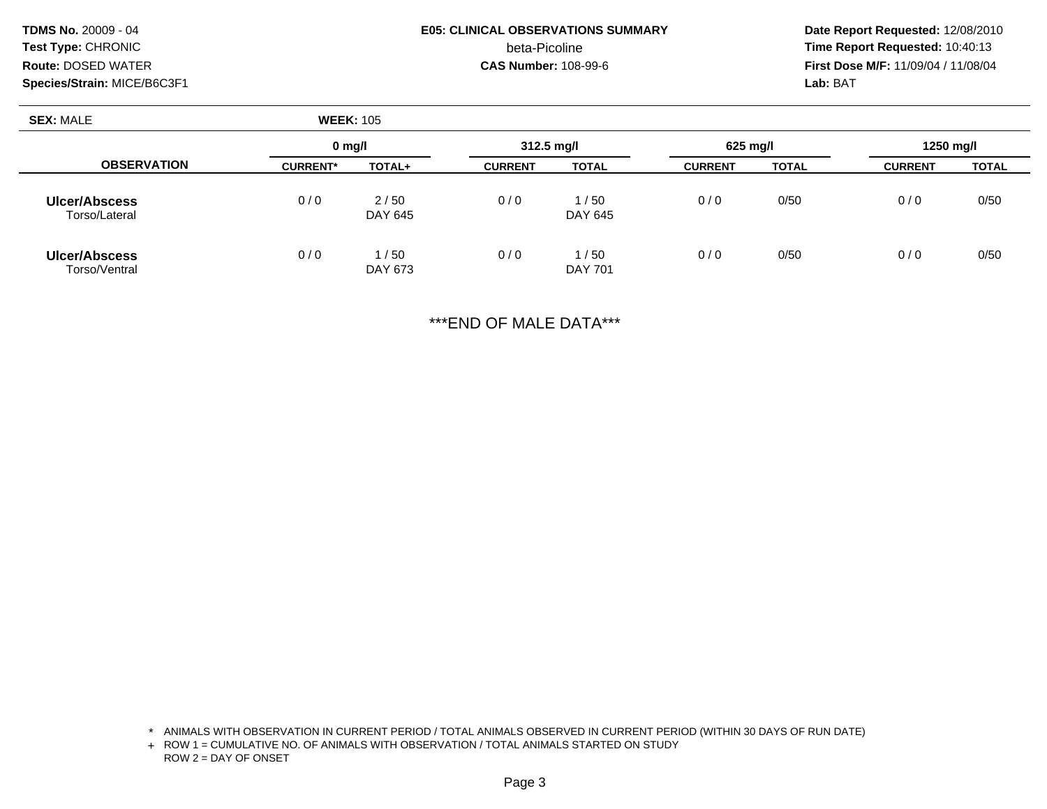**TDMS No.** 20009 - 04
**Test Type:** CHRONIC
**Route:** DOSED WATER
**Species/Strain:** MICE/B6C3F1

**E05: CLINICAL OBSERVATIONS SUMMARY**
beta-Picoline
**CAS Number:** 108-99-6

**Date Report Requested:** 12/08/2010
**Time Report Requested:** 10:40:13
**First Dose M/F:** 11/09/04 / 11/08/04
**Lab:** BAT

**SEX:** MALE **WEEK:** 105

| OBSERVATION | 0 mg/l | | 312.5 mg/l | | 625 mg/l | | 1250 mg/l | |
|---|---|---|---|---|---|---|---|---|
| | CURRENT* | TOTAL+ | CURRENT | TOTAL | CURRENT | TOTAL | CURRENT | TOTAL |
| **Ulcer/Abscess** Torso/Lateral | 0 / 0 | 2 / 50 DAY 645 | 0 / 0 | 1 / 50 DAY 645 | 0 / 0 | 0/50 | 0 / 0 | 0/50 |
| **Ulcer/Abscess** Torso/Ventral | 0 / 0 | 1 / 50 DAY 673 | 0 / 0 | 1 / 50 DAY 701 | 0 / 0 | 0/50 | 0 / 0 | 0/50 |

***END OF MALE DATA***

\* ANIMALS WITH OBSERVATION IN CURRENT PERIOD / TOTAL ANIMALS OBSERVED IN CURRENT PERIOD (WITHIN 30 DAYS OF RUN DATE)
+ ROW 1 = CUMULATIVE NO. OF ANIMALS WITH OBSERVATION / TOTAL ANIMALS STARTED ON STUDY
ROW 2 = DAY OF ONSET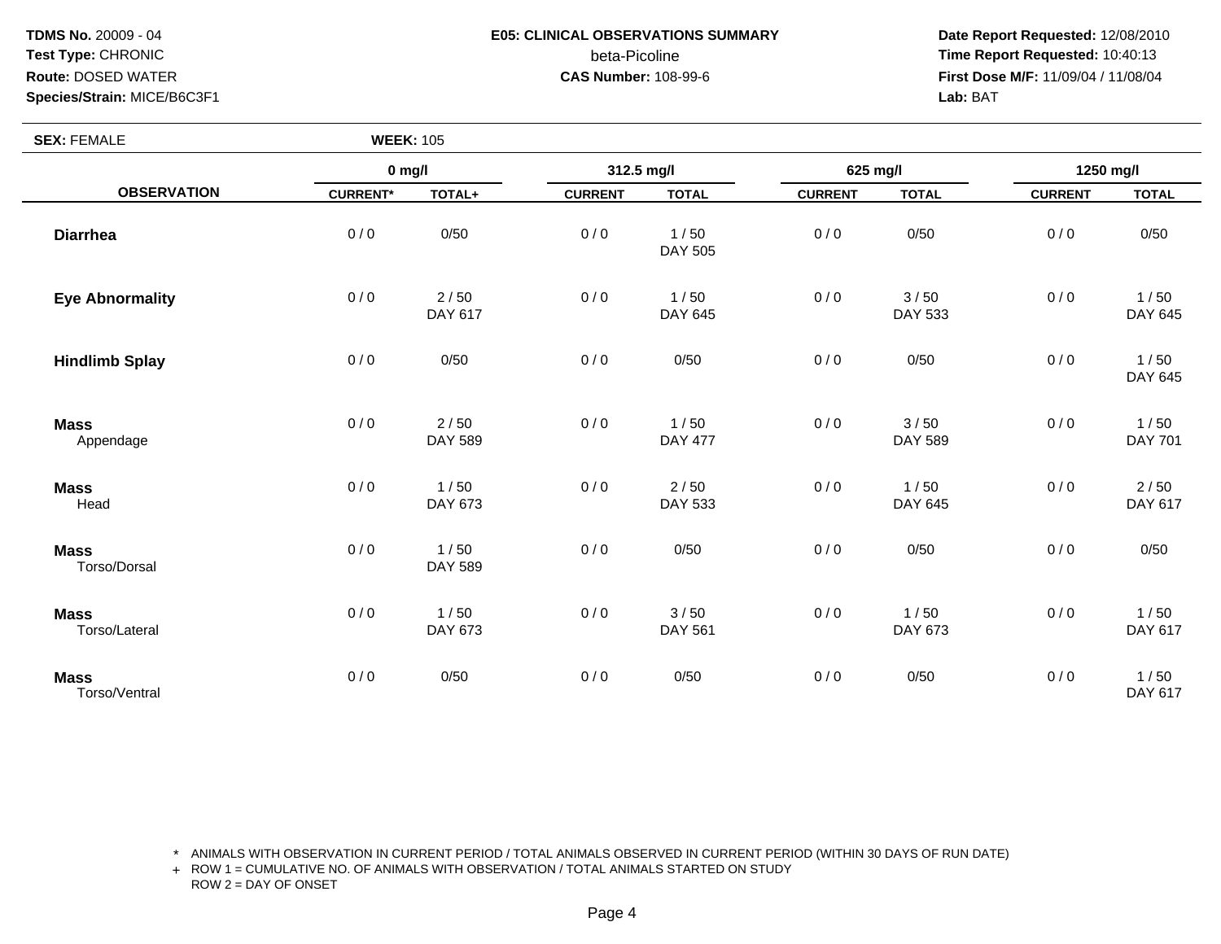**TDMS No.** 20009 - 04
**Test Type:** CHRONIC
**Route:** DOSED WATER
**Species/Strain:** MICE/B6C3F1

**E05: CLINICAL OBSERVATIONS SUMMARY**
beta-Picoline
**CAS Number:** 108-99-6

**Date Report Requested:** 12/08/2010
**Time Report Requested:** 10:40:13
**First Dose M/F:** 11/09/04 / 11/08/04
**Lab:** BAT

**SEX:** FEMALE **WEEK:** 105

| OBSERVATION | 0 mg/l | | 312.5 mg/l | | 625 mg/l | | 1250 mg/l | |
|---|---|---|---|---|---|---|---|---|
| | CURRENT* | TOTAL+ | CURRENT | TOTAL | CURRENT | TOTAL | CURRENT | TOTAL |
| **Diarrhea** | 0 / 0 | 0/50 | 0 / 0 | 1 / 50<br>DAY 505 | 0 / 0 | 0/50 | 0 / 0 | 0/50 |
| **Eye Abnormality** | 0 / 0 | 2 / 50<br>DAY 617 | 0 / 0 | 1 / 50<br>DAY 645 | 0 / 0 | 3 / 50<br>DAY 533 | 0 / 0 | 1 / 50<br>DAY 645 |
| **Hindlimb Splay** | 0 / 0 | 0/50 | 0 / 0 | 0/50 | 0 / 0 | 0/50 | 0 / 0 | 1 / 50<br>DAY 645 |
| **Mass**<br>Appendage | 0 / 0 | 2 / 50<br>DAY 589 | 0 / 0 | 1 / 50<br>DAY 477 | 0 / 0 | 3 / 50<br>DAY 589 | 0 / 0 | 1 / 50<br>DAY 701 |
| **Mass**<br>Head | 0 / 0 | 1 / 50<br>DAY 673 | 0 / 0 | 2 / 50<br>DAY 533 | 0 / 0 | 1 / 50<br>DAY 645 | 0 / 0 | 2 / 50<br>DAY 617 |
| **Mass**<br>Torso/Dorsal | 0 / 0 | 1 / 50<br>DAY 589 | 0 / 0 | 0/50 | 0 / 0 | 0/50 | 0 / 0 | 0/50 |
| **Mass**<br>Torso/Lateral | 0 / 0 | 1 / 50<br>DAY 673 | 0 / 0 | 3 / 50<br>DAY 561 | 0 / 0 | 1 / 50<br>DAY 673 | 0 / 0 | 1 / 50<br>DAY 617 |
| **Mass**<br>Torso/Ventral | 0 / 0 | 0/50 | 0 / 0 | 0/50 | 0 / 0 | 0/50 | 0 / 0 | 1 / 50<br>DAY 617 |

\* ANIMALS WITH OBSERVATION IN CURRENT PERIOD / TOTAL ANIMALS OBSERVED IN CURRENT PERIOD (WITHIN 30 DAYS OF RUN DATE)
+ ROW 1 = CUMULATIVE NO. OF ANIMALS WITH OBSERVATION / TOTAL ANIMALS STARTED ON STUDY
ROW 2 = DAY OF ONSET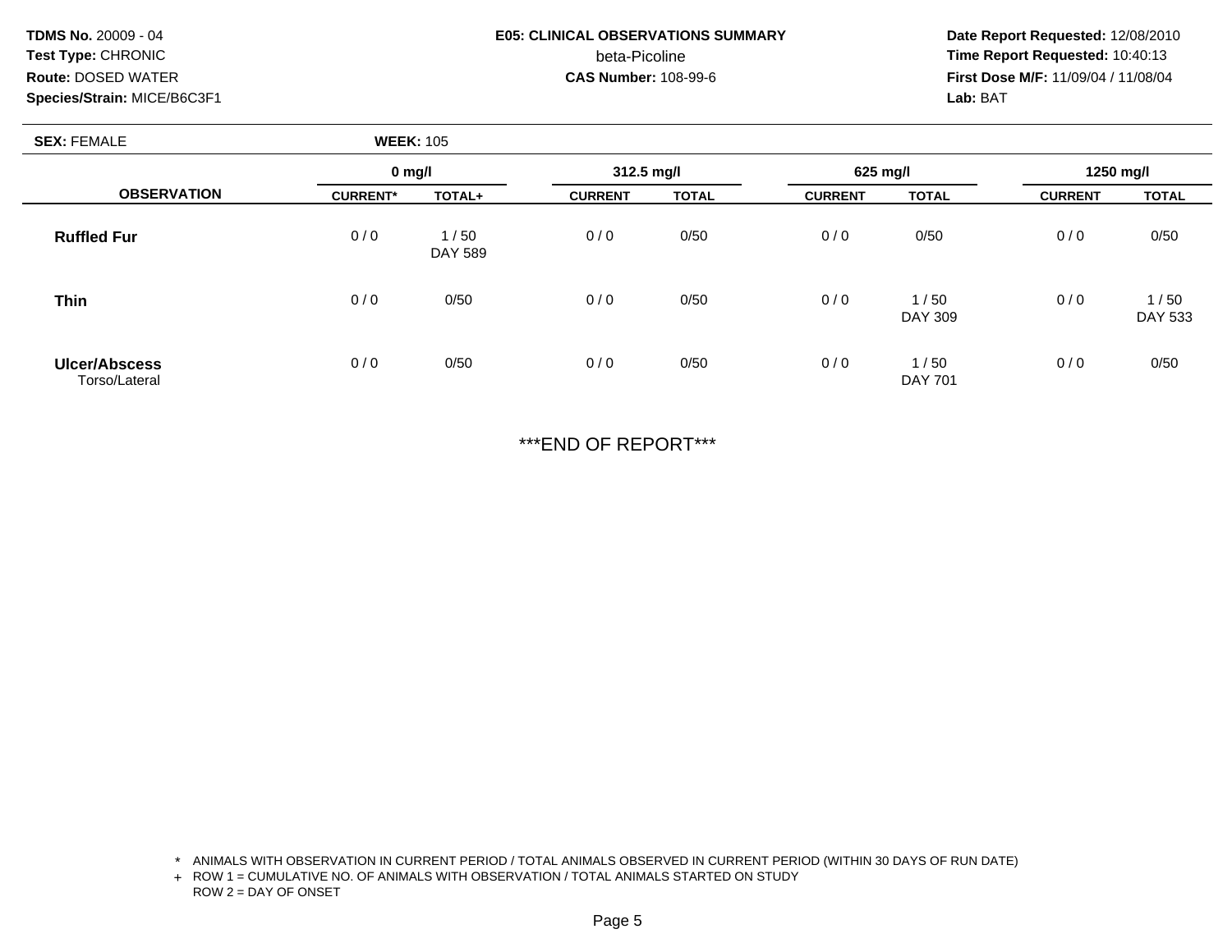**TDMS No.** 20009 - 04
**Test Type:** CHRONIC
**Route:** DOSED WATER
**Species/Strain:** MICE/B6C3F1

**E05: CLINICAL OBSERVATIONS SUMMARY**
beta-Picoline
**CAS Number:** 108-99-6

**Date Report Requested:** 12/08/2010
**Time Report Requested:** 10:40:13
**First Dose M/F:** 11/09/04 / 11/08/04
**Lab:** BAT

**SEX:** FEMALE **WEEK:** 105

| | 0 mg/l | | 312.5 mg/l | | 625 mg/l | | 1250 mg/l | |
|---|---|---|---|---|---|---|---|---|
| **OBSERVATION** | **CURRENT*** | **TOTAL+** | **CURRENT** | **TOTAL** | **CURRENT** | **TOTAL** | **CURRENT** | **TOTAL** |
| **Ruffled Fur** | 0 / 0 | 1 / 50<br>DAY 589 | 0 / 0 | 0/50 | 0 / 0 | 0/50 | 0 / 0 | 0/50 |
| **Thin** | 0 / 0 | 0/50 | 0 / 0 | 0/50 | 0 / 0 | 1 / 50<br>DAY 309 | 0 / 0 | 1 / 50<br>DAY 533 |
| **Ulcer/Abscess**<br>Torso/Lateral | 0 / 0 | 0/50 | 0 / 0 | 0/50 | 0 / 0 | 1 / 50<br>DAY 701 | 0 / 0 | 0/50 |

***END OF REPORT***

* ANIMALS WITH OBSERVATION IN CURRENT PERIOD / TOTAL ANIMALS OBSERVED IN CURRENT PERIOD (WITHIN 30 DAYS OF RUN DATE)
+ ROW 1 = CUMULATIVE NO. OF ANIMALS WITH OBSERVATION / TOTAL ANIMALS STARTED ON STUDY
ROW 2 = DAY OF ONSET